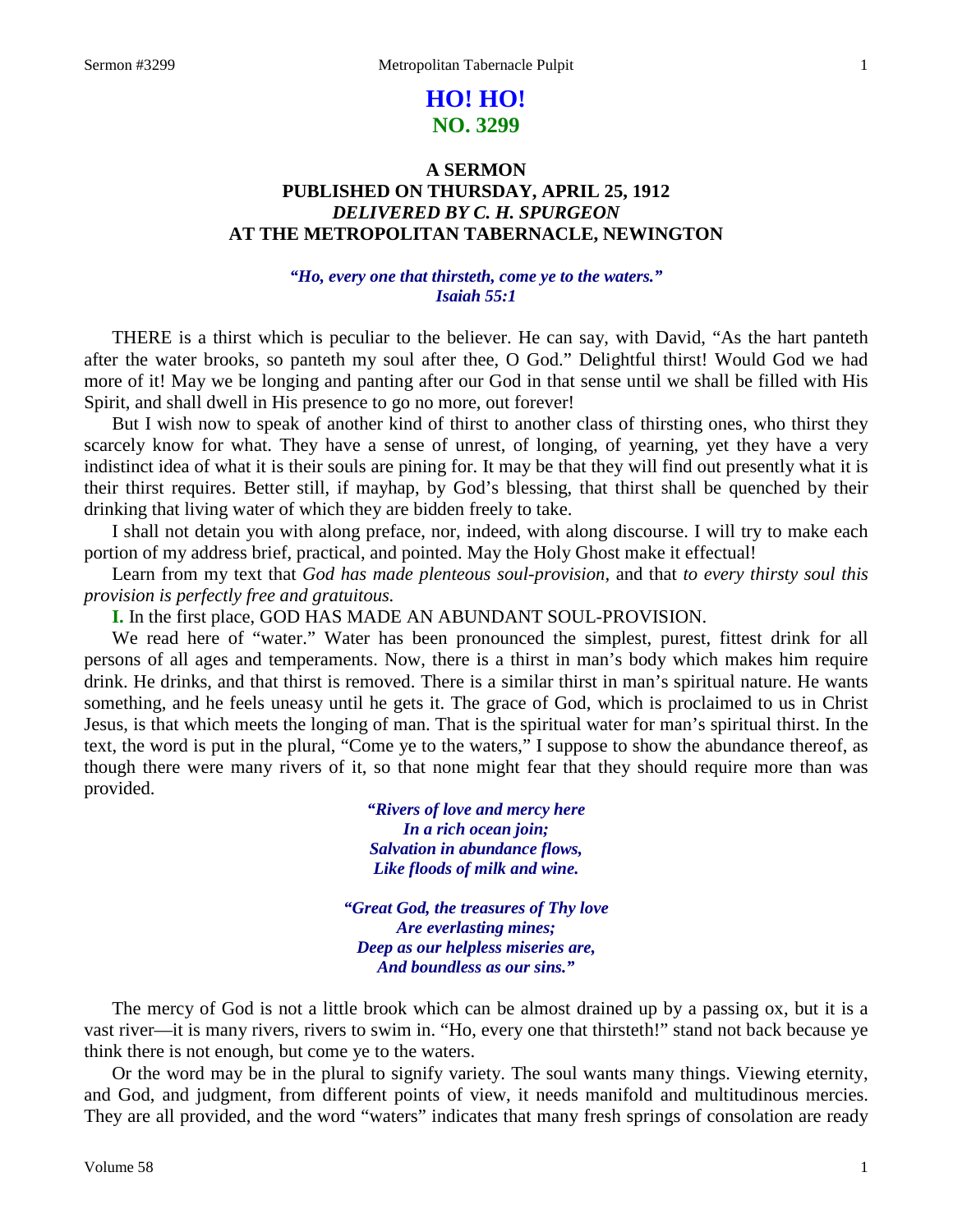# HO! HO!
## NO. 3299

### A SERMON
### PUBLISHED ON THURSDAY, APRIL 25, 1912
### *DELIVERED BY C. H. SPURGEON*
### AT THE METROPOLITAN TABERNACLE, NEWINGTON

*"Ho, every one that thirsteth, come ye to the waters."*
*Isaiah 55:1*

THERE is a thirst which is peculiar to the believer. He can say, with David, "As the hart panteth after the water brooks, so panteth my soul after thee, O God." Delightful thirst! Would God we had more of it! May we be longing and panting after our God in that sense until we shall be filled with His Spirit, and shall dwell in His presence to go no more, out forever!

But I wish now to speak of another kind of thirst to another class of thirsting ones, who thirst they scarcely know for what. They have a sense of unrest, of longing, of yearning, yet they have a very indistinct idea of what it is their souls are pining for. It may be that they will find out presently what it is their thirst requires. Better still, if mayhap, by God's blessing, that thirst shall be quenched by their drinking that living water of which they are bidden freely to take.

I shall not detain you with along preface, nor, indeed, with along discourse. I will try to make each portion of my address brief, practical, and pointed. May the Holy Ghost make it effectual!

Learn from my text that *God has made plenteous soul-provision,* and that *to every thirsty soul this provision is perfectly free and gratuitous.*

**I.** In the first place, GOD HAS MADE AN ABUNDANT SOUL-PROVISION.

We read here of "water." Water has been pronounced the simplest, purest, fittest drink for all persons of all ages and temperaments. Now, there is a thirst in man's body which makes him require drink. He drinks, and that thirst is removed. There is a similar thirst in man's spiritual nature. He wants something, and he feels uneasy until he gets it. The grace of God, which is proclaimed to us in Christ Jesus, is that which meets the longing of man. That is the spiritual water for man's spiritual thirst. In the text, the word is put in the plural, "Come ye to the waters," I suppose to show the abundance thereof, as though there were many rivers of it, so that none might fear that they should require more than was provided.

*"Rivers of love and mercy here*
*In a rich ocean join;*
*Salvation in abundance flows,*
*Like floods of milk and wine.*

*"Great God, the treasures of Thy love*
*Are everlasting mines;*
*Deep as our helpless miseries are,*
*And boundless as our sins."*

The mercy of God is not a little brook which can be almost drained up by a passing ox, but it is a vast river—it is many rivers, rivers to swim in. "Ho, every one that thirsteth!" stand not back because ye think there is not enough, but come ye to the waters.

Or the word may be in the plural to signify variety. The soul wants many things. Viewing eternity, and God, and judgment, from different points of view, it needs manifold and multitudinous mercies. They are all provided, and the word "waters" indicates that many fresh springs of consolation are ready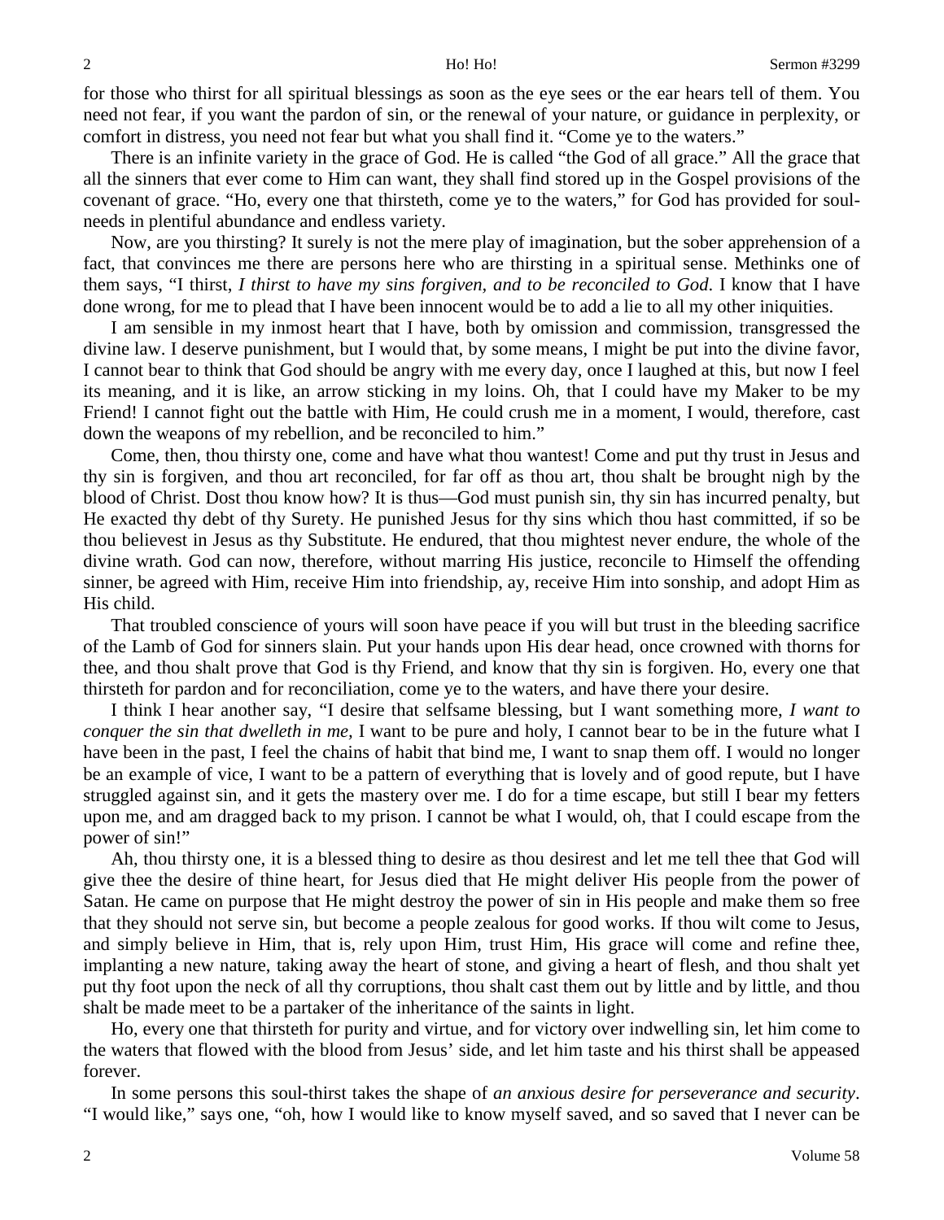for those who thirst for all spiritual blessings as soon as the eye sees or the ear hears tell of them. You need not fear, if you want the pardon of sin, or the renewal of your nature, or guidance in perplexity, or comfort in distress, you need not fear but what you shall find it. "Come ye to the waters."

There is an infinite variety in the grace of God. He is called "the God of all grace." All the grace that all the sinners that ever come to Him can want, they shall find stored up in the Gospel provisions of the covenant of grace. "Ho, every one that thirsteth, come ye to the waters," for God has provided for soul-needs in plentiful abundance and endless variety.

Now, are you thirsting? It surely is not the mere play of imagination, but the sober apprehension of a fact, that convinces me there are persons here who are thirsting in a spiritual sense. Methinks one of them says, "I thirst, *I thirst to have my sins forgiven, and to be reconciled to God*. I know that I have done wrong, for me to plead that I have been innocent would be to add a lie to all my other iniquities.

I am sensible in my inmost heart that I have, both by omission and commission, transgressed the divine law. I deserve punishment, but I would that, by some means, I might be put into the divine favor, I cannot bear to think that God should be angry with me every day, once I laughed at this, but now I feel its meaning, and it is like, an arrow sticking in my loins. Oh, that I could have my Maker to be my Friend! I cannot fight out the battle with Him, He could crush me in a moment, I would, therefore, cast down the weapons of my rebellion, and be reconciled to him."

Come, then, thou thirsty one, come and have what thou wantest! Come and put thy trust in Jesus and thy sin is forgiven, and thou art reconciled, for far off as thou art, thou shalt be brought nigh by the blood of Christ. Dost thou know how? It is thus—God must punish sin, thy sin has incurred penalty, but He exacted thy debt of thy Surety. He punished Jesus for thy sins which thou hast committed, if so be thou believest in Jesus as thy Substitute. He endured, that thou mightest never endure, the whole of the divine wrath. God can now, therefore, without marring His justice, reconcile to Himself the offending sinner, be agreed with Him, receive Him into friendship, ay, receive Him into sonship, and adopt Him as His child.

That troubled conscience of yours will soon have peace if you will but trust in the bleeding sacrifice of the Lamb of God for sinners slain. Put your hands upon His dear head, once crowned with thorns for thee, and thou shalt prove that God is thy Friend, and know that thy sin is forgiven. Ho, every one that thirsteth for pardon and for reconciliation, come ye to the waters, and have there your desire.

I think I hear another say, "I desire that selfsame blessing, but I want something more, *I want to conquer the sin that dwelleth in me,* I want to be pure and holy, I cannot bear to be in the future what I have been in the past, I feel the chains of habit that bind me, I want to snap them off. I would no longer be an example of vice, I want to be a pattern of everything that is lovely and of good repute, but I have struggled against sin, and it gets the mastery over me. I do for a time escape, but still I bear my fetters upon me, and am dragged back to my prison. I cannot be what I would, oh, that I could escape from the power of sin!"

Ah, thou thirsty one, it is a blessed thing to desire as thou desirest and let me tell thee that God will give thee the desire of thine heart, for Jesus died that He might deliver His people from the power of Satan. He came on purpose that He might destroy the power of sin in His people and make them so free that they should not serve sin, but become a people zealous for good works. If thou wilt come to Jesus, and simply believe in Him, that is, rely upon Him, trust Him, His grace will come and refine thee, implanting a new nature, taking away the heart of stone, and giving a heart of flesh, and thou shalt yet put thy foot upon the neck of all thy corruptions, thou shalt cast them out by little and by little, and thou shalt be made meet to be a partaker of the inheritance of the saints in light.

Ho, every one that thirsteth for purity and virtue, and for victory over indwelling sin, let him come to the waters that flowed with the blood from Jesus' side, and let him taste and his thirst shall be appeased forever.

In some persons this soul-thirst takes the shape of *an anxious desire for perseverance and security*. "I would like," says one, "oh, how I would like to know myself saved, and so saved that I never can be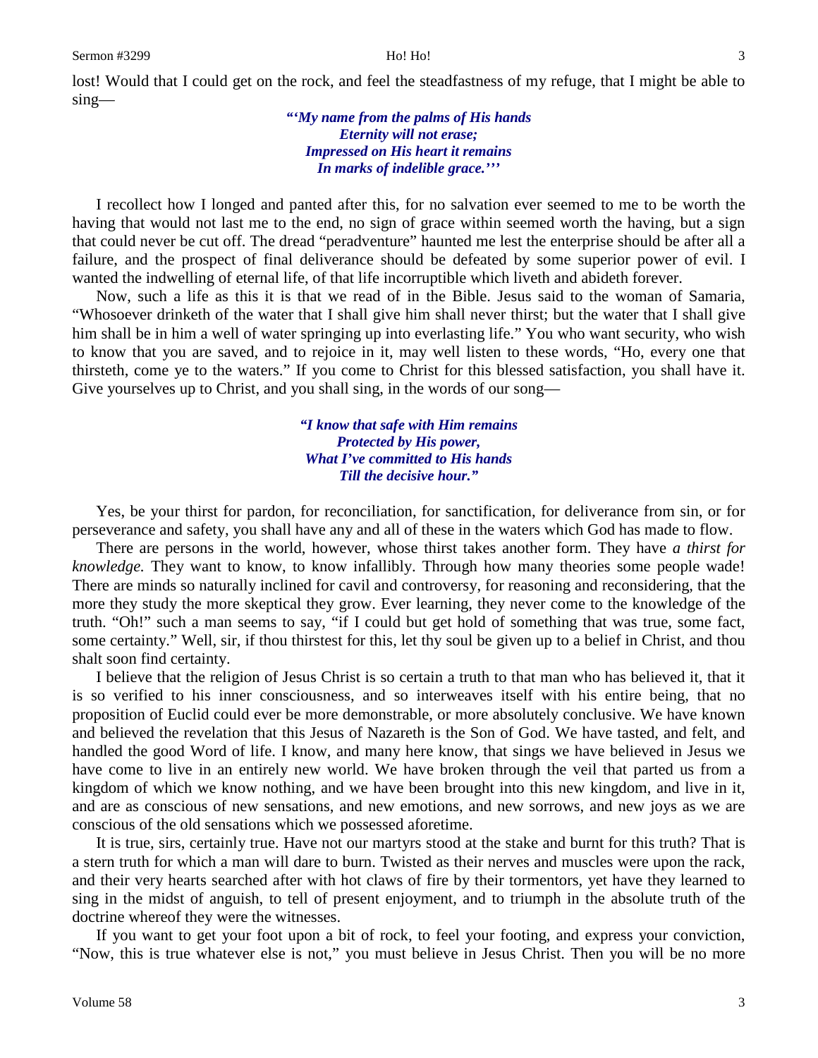lost! Would that I could get on the rock, and feel the steadfastness of my refuge, that I might be able to sing—

> ***"'My name from the palms of His hands***
> ***Eternity will not erase;***
> ***Impressed on His heart it remains***
> ***In marks of indelible grace.'''***

I recollect how I longed and panted after this, for no salvation ever seemed to me to be worth the having that would not last me to the end, no sign of grace within seemed worth the having, but a sign that could never be cut off. The dread "peradventure" haunted me lest the enterprise should be after all a failure, and the prospect of final deliverance should be defeated by some superior power of evil. I wanted the indwelling of eternal life, of that life incorruptible which liveth and abideth forever.

Now, such a life as this it is that we read of in the Bible. Jesus said to the woman of Samaria, "Whosoever drinketh of the water that I shall give him shall never thirst; but the water that I shall give him shall be in him a well of water springing up into everlasting life." You who want security, who wish to know that you are saved, and to rejoice in it, may well listen to these words, "Ho, every one that thirsteth, come ye to the waters." If you come to Christ for this blessed satisfaction, you shall have it. Give yourselves up to Christ, and you shall sing, in the words of our song—

> ***"I know that safe with Him remains***
> ***Protected by His power,***
> ***What I've committed to His hands***
> ***Till the decisive hour."***

Yes, be your thirst for pardon, for reconciliation, for sanctification, for deliverance from sin, or for perseverance and safety, you shall have any and all of these in the waters which God has made to flow.

There are persons in the world, however, whose thirst takes another form. They have *a thirst for knowledge.* They want to know, to know infallibly. Through how many theories some people wade! There are minds so naturally inclined for cavil and controversy, for reasoning and reconsidering, that the more they study the more skeptical they grow. Ever learning, they never come to the knowledge of the truth. "Oh!" such a man seems to say, "if I could but get hold of something that was true, some fact, some certainty." Well, sir, if thou thirstest for this, let thy soul be given up to a belief in Christ, and thou shalt soon find certainty.

I believe that the religion of Jesus Christ is so certain a truth to that man who has believed it, that it is so verified to his inner consciousness, and so interweaves itself with his entire being, that no proposition of Euclid could ever be more demonstrable, or more absolutely conclusive. We have known and believed the revelation that this Jesus of Nazareth is the Son of God. We have tasted, and felt, and handled the good Word of life. I know, and many here know, that sings we have believed in Jesus we have come to live in an entirely new world. We have broken through the veil that parted us from a kingdom of which we know nothing, and we have been brought into this new kingdom, and live in it, and are as conscious of new sensations, and new emotions, and new sorrows, and new joys as we are conscious of the old sensations which we possessed aforetime.

It is true, sirs, certainly true. Have not our martyrs stood at the stake and burnt for this truth? That is a stern truth for which a man will dare to burn. Twisted as their nerves and muscles were upon the rack, and their very hearts searched after with hot claws of fire by their tormentors, yet have they learned to sing in the midst of anguish, to tell of present enjoyment, and to triumph in the absolute truth of the doctrine whereof they were the witnesses.

If you want to get your foot upon a bit of rock, to feel your footing, and express your conviction, "Now, this is true whatever else is not," you must believe in Jesus Christ. Then you will be no more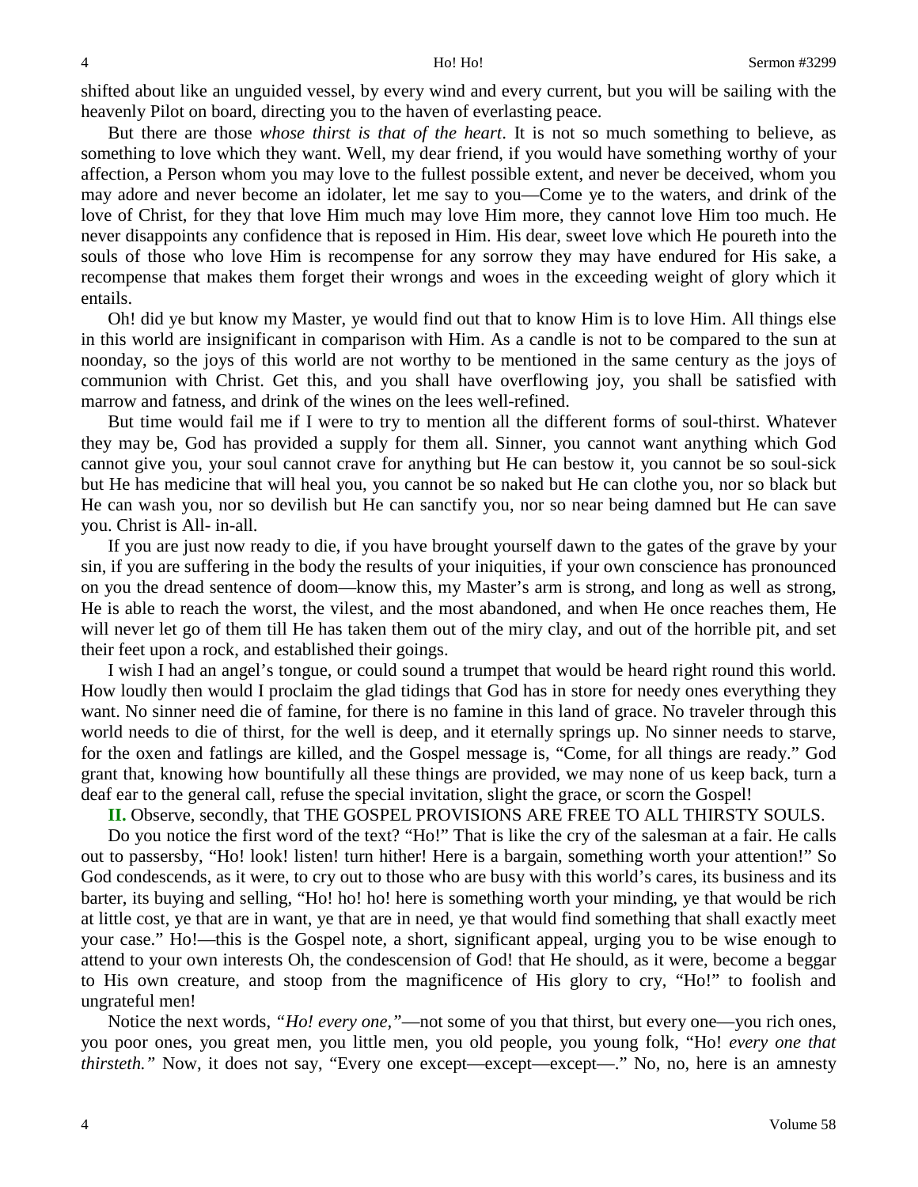shifted about like an unguided vessel, by every wind and every current, but you will be sailing with the heavenly Pilot on board, directing you to the haven of everlasting peace.

But there are those *whose thirst is that of the heart*. It is not so much something to believe, as something to love which they want. Well, my dear friend, if you would have something worthy of your affection, a Person whom you may love to the fullest possible extent, and never be deceived, whom you may adore and never become an idolater, let me say to you—Come ye to the waters, and drink of the love of Christ, for they that love Him much may love Him more, they cannot love Him too much. He never disappoints any confidence that is reposed in Him. His dear, sweet love which He poureth into the souls of those who love Him is recompense for any sorrow they may have endured for His sake, a recompense that makes them forget their wrongs and woes in the exceeding weight of glory which it entails.

Oh! did ye but know my Master, ye would find out that to know Him is to love Him. All things else in this world are insignificant in comparison with Him. As a candle is not to be compared to the sun at noonday, so the joys of this world are not worthy to be mentioned in the same century as the joys of communion with Christ. Get this, and you shall have overflowing joy, you shall be satisfied with marrow and fatness, and drink of the wines on the lees well-refined.

But time would fail me if I were to try to mention all the different forms of soul-thirst. Whatever they may be, God has provided a supply for them all. Sinner, you cannot want anything which God cannot give you, your soul cannot crave for anything but He can bestow it, you cannot be so soul-sick but He has medicine that will heal you, you cannot be so naked but He can clothe you, nor so black but He can wash you, nor so devilish but He can sanctify you, nor so near being damned but He can save you. Christ is All- in-all.

If you are just now ready to die, if you have brought yourself dawn to the gates of the grave by your sin, if you are suffering in the body the results of your iniquities, if your own conscience has pronounced on you the dread sentence of doom—know this, my Master's arm is strong, and long as well as strong, He is able to reach the worst, the vilest, and the most abandoned, and when He once reaches them, He will never let go of them till He has taken them out of the miry clay, and out of the horrible pit, and set their feet upon a rock, and established their goings.

I wish I had an angel's tongue, or could sound a trumpet that would be heard right round this world. How loudly then would I proclaim the glad tidings that God has in store for needy ones everything they want. No sinner need die of famine, for there is no famine in this land of grace. No traveler through this world needs to die of thirst, for the well is deep, and it eternally springs up. No sinner needs to starve, for the oxen and fatlings are killed, and the Gospel message is, "Come, for all things are ready." God grant that, knowing how bountifully all these things are provided, we may none of us keep back, turn a deaf ear to the general call, refuse the special invitation, slight the grace, or scorn the Gospel!

**II.** Observe, secondly, that THE GOSPEL PROVISIONS ARE FREE TO ALL THIRSTY SOULS.

Do you notice the first word of the text? "Ho!" That is like the cry of the salesman at a fair. He calls out to passersby, "Ho! look! listen! turn hither! Here is a bargain, something worth your attention!" So God condescends, as it were, to cry out to those who are busy with this world's cares, its business and its barter, its buying and selling, "Ho! ho! ho! here is something worth your minding, ye that would be rich at little cost, ye that are in want, ye that are in need, ye that would find something that shall exactly meet your case." Ho!—this is the Gospel note, a short, significant appeal, urging you to be wise enough to attend to your own interests Oh, the condescension of God! that He should, as it were, become a beggar to His own creature, and stoop from the magnificence of His glory to cry, "Ho!" to foolish and ungrateful men!

Notice the next words, *"Ho! every one,"*—not some of you that thirst, but every one—you rich ones, you poor ones, you great men, you little men, you old people, you young folk, "Ho! *every one that thirsteth."* Now, it does not say, "Every one except—except—except—." No, no, here is an amnesty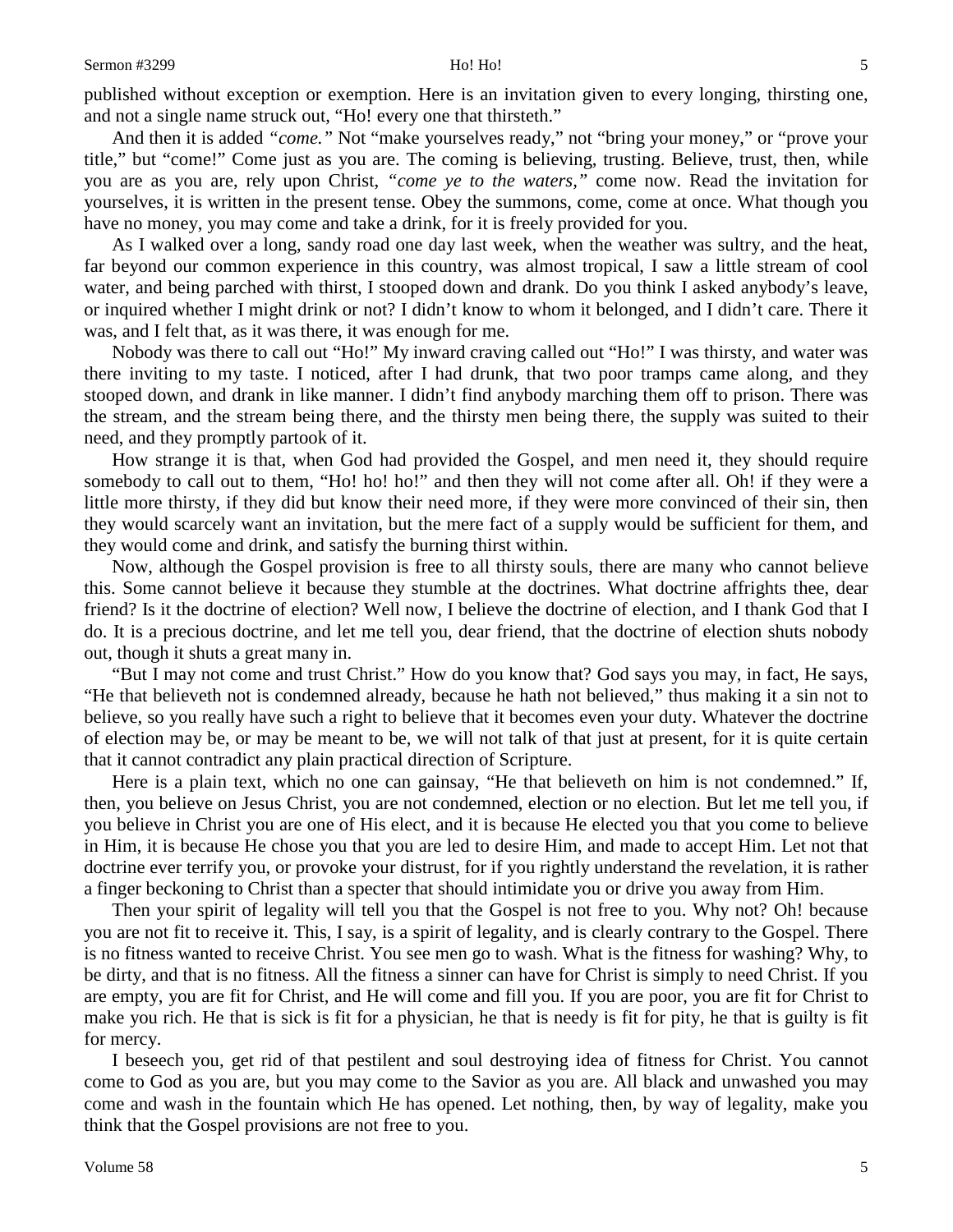published without exception or exemption. Here is an invitation given to every longing, thirsting one, and not a single name struck out, "Ho! every one that thirsteth."

And then it is added *"come."* Not "make yourselves ready," not "bring your money," or "prove your title," but "come!" Come just as you are. The coming is believing, trusting. Believe, trust, then, while you are as you are, rely upon Christ, *"come ye to the waters,"* come now. Read the invitation for yourselves, it is written in the present tense. Obey the summons, come, come at once. What though you have no money, you may come and take a drink, for it is freely provided for you.

As I walked over a long, sandy road one day last week, when the weather was sultry, and the heat, far beyond our common experience in this country, was almost tropical, I saw a little stream of cool water, and being parched with thirst, I stooped down and drank. Do you think I asked anybody's leave, or inquired whether I might drink or not? I didn't know to whom it belonged, and I didn't care. There it was, and I felt that, as it was there, it was enough for me.

Nobody was there to call out "Ho!" My inward craving called out "Ho!" I was thirsty, and water was there inviting to my taste. I noticed, after I had drunk, that two poor tramps came along, and they stooped down, and drank in like manner. I didn't find anybody marching them off to prison. There was the stream, and the stream being there, and the thirsty men being there, the supply was suited to their need, and they promptly partook of it.

How strange it is that, when God had provided the Gospel, and men need it, they should require somebody to call out to them, "Ho! ho! ho!" and then they will not come after all. Oh! if they were a little more thirsty, if they did but know their need more, if they were more convinced of their sin, then they would scarcely want an invitation, but the mere fact of a supply would be sufficient for them, and they would come and drink, and satisfy the burning thirst within.

Now, although the Gospel provision is free to all thirsty souls, there are many who cannot believe this. Some cannot believe it because they stumble at the doctrines. What doctrine affrights thee, dear friend? Is it the doctrine of election? Well now, I believe the doctrine of election, and I thank God that I do. It is a precious doctrine, and let me tell you, dear friend, that the doctrine of election shuts nobody out, though it shuts a great many in.

"But I may not come and trust Christ." How do you know that? God says you may, in fact, He says, "He that believeth not is condemned already, because he hath not believed," thus making it a sin not to believe, so you really have such a right to believe that it becomes even your duty. Whatever the doctrine of election may be, or may be meant to be, we will not talk of that just at present, for it is quite certain that it cannot contradict any plain practical direction of Scripture.

Here is a plain text, which no one can gainsay, "He that believeth on him is not condemned." If, then, you believe on Jesus Christ, you are not condemned, election or no election. But let me tell you, if you believe in Christ you are one of His elect, and it is because He elected you that you come to believe in Him, it is because He chose you that you are led to desire Him, and made to accept Him. Let not that doctrine ever terrify you, or provoke your distrust, for if you rightly understand the revelation, it is rather a finger beckoning to Christ than a specter that should intimidate you or drive you away from Him.

Then your spirit of legality will tell you that the Gospel is not free to you. Why not? Oh! because you are not fit to receive it. This, I say, is a spirit of legality, and is clearly contrary to the Gospel. There is no fitness wanted to receive Christ. You see men go to wash. What is the fitness for washing? Why, to be dirty, and that is no fitness. All the fitness a sinner can have for Christ is simply to need Christ. If you are empty, you are fit for Christ, and He will come and fill you. If you are poor, you are fit for Christ to make you rich. He that is sick is fit for a physician, he that is needy is fit for pity, he that is guilty is fit for mercy.

I beseech you, get rid of that pestilent and soul destroying idea of fitness for Christ. You cannot come to God as you are, but you may come to the Savior as you are. All black and unwashed you may come and wash in the fountain which He has opened. Let nothing, then, by way of legality, make you think that the Gospel provisions are not free to you.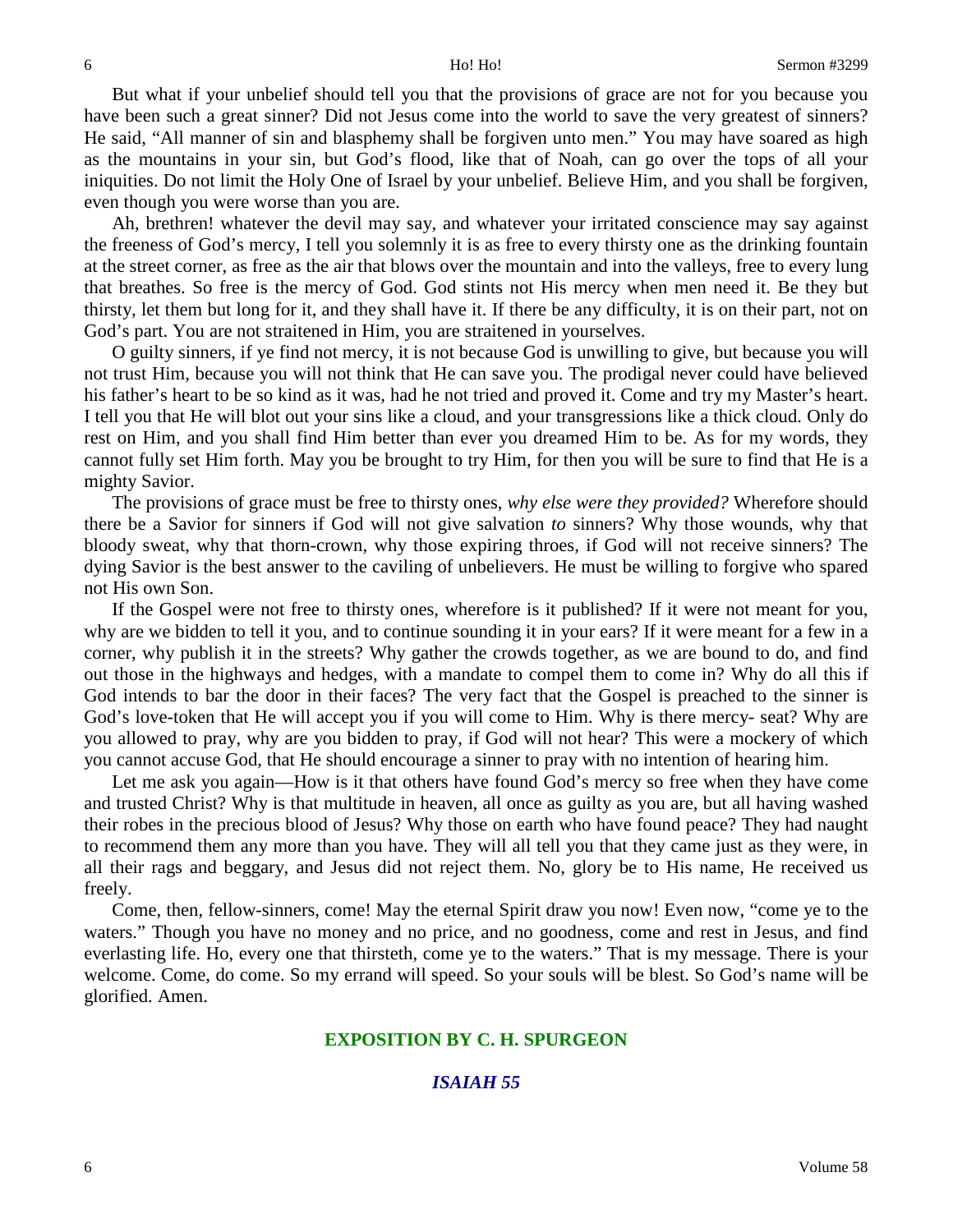But what if your unbelief should tell you that the provisions of grace are not for you because you have been such a great sinner? Did not Jesus come into the world to save the very greatest of sinners? He said, "All manner of sin and blasphemy shall be forgiven unto men." You may have soared as high as the mountains in your sin, but God's flood, like that of Noah, can go over the tops of all your iniquities. Do not limit the Holy One of Israel by your unbelief. Believe Him, and you shall be forgiven, even though you were worse than you are.

Ah, brethren! whatever the devil may say, and whatever your irritated conscience may say against the freeness of God's mercy, I tell you solemnly it is as free to every thirsty one as the drinking fountain at the street corner, as free as the air that blows over the mountain and into the valleys, free to every lung that breathes. So free is the mercy of God. God stints not His mercy when men need it. Be they but thirsty, let them but long for it, and they shall have it. If there be any difficulty, it is on their part, not on God's part. You are not straitened in Him, you are straitened in yourselves.

O guilty sinners, if ye find not mercy, it is not because God is unwilling to give, but because you will not trust Him, because you will not think that He can save you. The prodigal never could have believed his father's heart to be so kind as it was, had he not tried and proved it. Come and try my Master's heart. I tell you that He will blot out your sins like a cloud, and your transgressions like a thick cloud. Only do rest on Him, and you shall find Him better than ever you dreamed Him to be. As for my words, they cannot fully set Him forth. May you be brought to try Him, for then you will be sure to find that He is a mighty Savior.

The provisions of grace must be free to thirsty ones, *why else were they provided?* Wherefore should there be a Savior for sinners if God will not give salvation *to* sinners? Why those wounds, why that bloody sweat, why that thorn-crown, why those expiring throes, if God will not receive sinners? The dying Savior is the best answer to the caviling of unbelievers. He must be willing to forgive who spared not His own Son.

If the Gospel were not free to thirsty ones, wherefore is it published? If it were not meant for you, why are we bidden to tell it you, and to continue sounding it in your ears? If it were meant for a few in a corner, why publish it in the streets? Why gather the crowds together, as we are bound to do, and find out those in the highways and hedges, with a mandate to compel them to come in? Why do all this if God intends to bar the door in their faces? The very fact that the Gospel is preached to the sinner is God's love-token that He will accept you if you will come to Him. Why is there mercy- seat? Why are you allowed to pray, why are you bidden to pray, if God will not hear? This were a mockery of which you cannot accuse God, that He should encourage a sinner to pray with no intention of hearing him.

Let me ask you again—How is it that others have found God's mercy so free when they have come and trusted Christ? Why is that multitude in heaven, all once as guilty as you are, but all having washed their robes in the precious blood of Jesus? Why those on earth who have found peace? They had naught to recommend them any more than you have. They will all tell you that they came just as they were, in all their rags and beggary, and Jesus did not reject them. No, glory be to His name, He received us freely.

Come, then, fellow-sinners, come! May the eternal Spirit draw you now! Even now, "come ye to the waters." Though you have no money and no price, and no goodness, come and rest in Jesus, and find everlasting life. Ho, every one that thirsteth, come ye to the waters." That is my message. There is your welcome. Come, do come. So my errand will speed. So your souls will be blest. So God's name will be glorified. Amen.

## EXPOSITION BY C. H. SPURGEON

### *ISAIAH 55*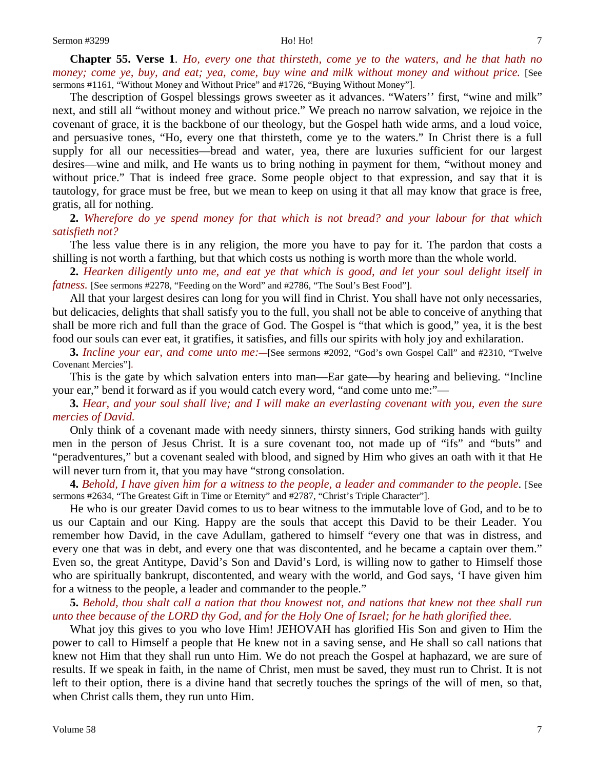**Chapter 55. Verse 1**. *Ho, every one that thirsteth, come ye to the waters, and he that hath no money; come ye, buy, and eat; yea, come, buy wine and milk without money and without price.* [See sermons #1161, "Without Money and Without Price" and #1726, "Buying Without Money"].

The description of Gospel blessings grows sweeter as it advances. "Waters'' first, "wine and milk" next, and still all "without money and without price." We preach no narrow salvation, we rejoice in the covenant of grace, it is the backbone of our theology, but the Gospel hath wide arms, and a loud voice, and persuasive tones, "Ho, every one that thirsteth, come ye to the waters." In Christ there is a full supply for all our necessities—bread and water, yea, there are luxuries sufficient for our largest desires—wine and milk, and He wants us to bring nothing in payment for them, "without money and without price." That is indeed free grace. Some people object to that expression, and say that it is tautology, for grace must be free, but we mean to keep on using it that all may know that grace is free, gratis, all for nothing.

**2.** *Wherefore do ye spend money for that which is not bread? and your labour for that which satisfieth not?*

The less value there is in any religion, the more you have to pay for it. The pardon that costs a shilling is not worth a farthing, but that which costs us nothing is worth more than the whole world.

**2.** *Hearken diligently unto me, and eat ye that which is good, and let your soul delight itself in fatness.* [See sermons #2278, "Feeding on the Word" and #2786, "The Soul's Best Food"].

All that your largest desires can long for you will find in Christ. You shall have not only necessaries, but delicacies, delights that shall satisfy you to the full, you shall not be able to conceive of anything that shall be more rich and full than the grace of God. The Gospel is "that which is good," yea, it is the best food our souls can ever eat, it gratifies, it satisfies, and fills our spirits with holy joy and exhilaration.

**3.** *Incline your ear, and come unto me:—*[See sermons #2092, "God's own Gospel Call" and #2310, "Twelve Covenant Mercies"].

This is the gate by which salvation enters into man—Ear gate—by hearing and believing. "Incline your ear," bend it forward as if you would catch every word, "and come unto me:"—

**3.** *Hear, and your soul shall live; and I will make an everlasting covenant with you, even the sure mercies of David.*

Only think of a covenant made with needy sinners, thirsty sinners, God striking hands with guilty men in the person of Jesus Christ. It is a sure covenant too, not made up of "ifs" and "buts" and "peradventures," but a covenant sealed with blood, and signed by Him who gives an oath with it that He will never turn from it, that you may have "strong consolation.

**4.** *Behold, I have given him for a witness to the people, a leader and commander to the people*. [See sermons #2634, "The Greatest Gift in Time or Eternity" and #2787, "Christ's Triple Character"].

He who is our greater David comes to us to bear witness to the immutable love of God, and to be to us our Captain and our King. Happy are the souls that accept this David to be their Leader. You remember how David, in the cave Adullam, gathered to himself "every one that was in distress, and every one that was in debt, and every one that was discontented, and he became a captain over them." Even so, the great Antitype, David's Son and David's Lord, is willing now to gather to Himself those who are spiritually bankrupt, discontented, and weary with the world, and God says, 'I have given him for a witness to the people, a leader and commander to the people."

**5.** *Behold, thou shalt call a nation that thou knowest not, and nations that knew not thee shall run unto thee because of the LORD thy God, and for the Holy One of Israel; for he hath glorified thee.*

What joy this gives to you who love Him! JEHOVAH has glorified His Son and given to Him the power to call to Himself a people that He knew not in a saving sense, and He shall so call nations that knew not Him that they shall run unto Him. We do not preach the Gospel at haphazard, we are sure of results. If we speak in faith, in the name of Christ, men must be saved, they must run to Christ. It is not left to their option, there is a divine hand that secretly touches the springs of the will of men, so that, when Christ calls them, they run unto Him.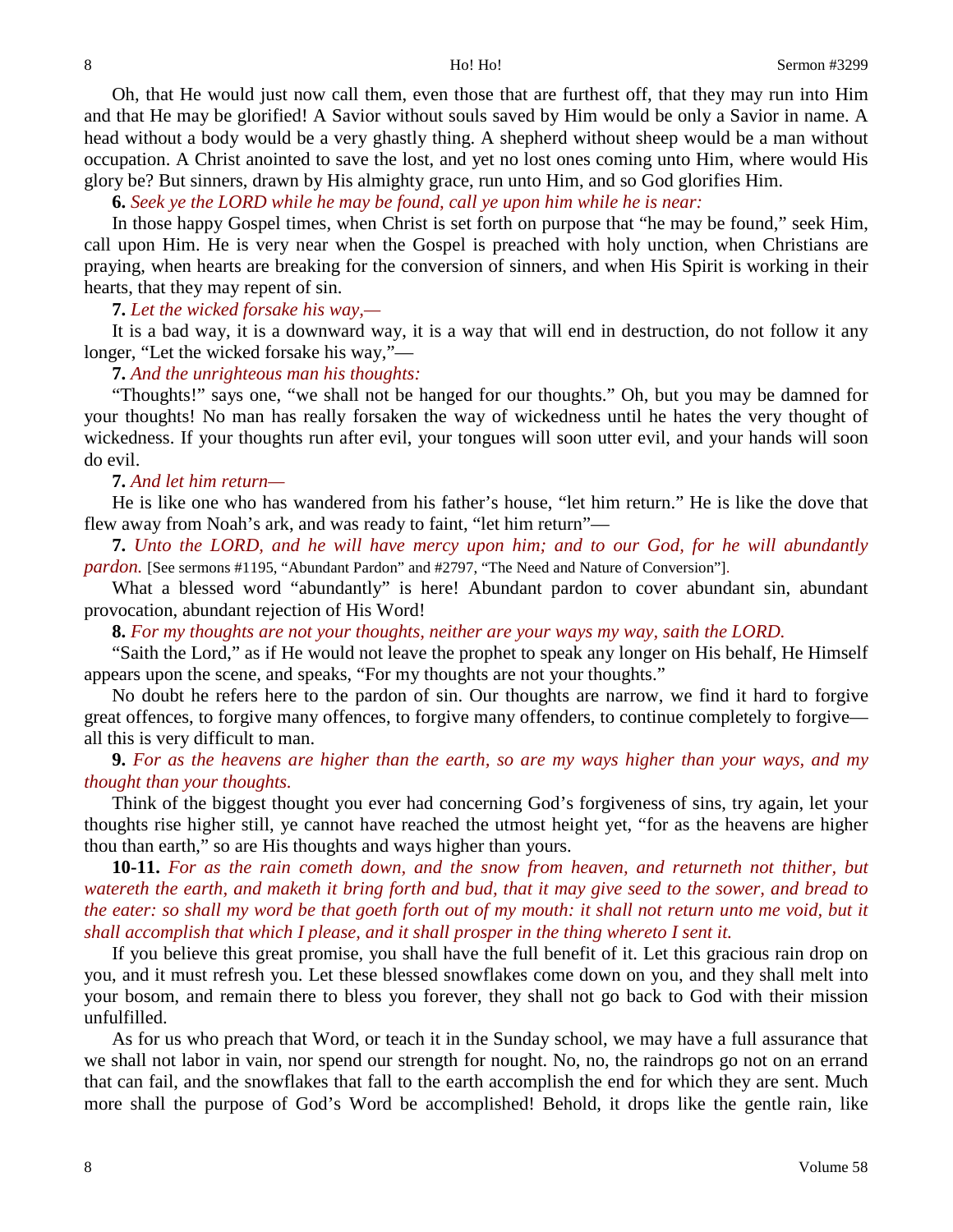Oh, that He would just now call them, even those that are furthest off, that they may run into Him and that He may be glorified! A Savior without souls saved by Him would be only a Savior in name. A head without a body would be a very ghastly thing. A shepherd without sheep would be a man without occupation. A Christ anointed to save the lost, and yet no lost ones coming unto Him, where would His glory be? But sinners, drawn by His almighty grace, run unto Him, and so God glorifies Him.

**6.** *Seek ye the LORD while he may be found, call ye upon him while he is near:*

In those happy Gospel times, when Christ is set forth on purpose that "he may be found," seek Him, call upon Him. He is very near when the Gospel is preached with holy unction, when Christians are praying, when hearts are breaking for the conversion of sinners, and when His Spirit is working in their hearts, that they may repent of sin.

**7.** *Let the wicked forsake his way,—*

It is a bad way, it is a downward way, it is a way that will end in destruction, do not follow it any longer, "Let the wicked forsake his way,"—

**7.** *And the unrighteous man his thoughts:*

"Thoughts!" says one, "we shall not be hanged for our thoughts." Oh, but you may be damned for your thoughts! No man has really forsaken the way of wickedness until he hates the very thought of wickedness. If your thoughts run after evil, your tongues will soon utter evil, and your hands will soon do evil.

**7.** *And let him return—*

He is like one who has wandered from his father's house, "let him return." He is like the dove that flew away from Noah's ark, and was ready to faint, "let him return"—

**7.** *Unto the LORD, and he will have mercy upon him; and to our God, for he will abundantly pardon.* [See sermons #1195, "Abundant Pardon" and #2797, "The Need and Nature of Conversion"].

What a blessed word "abundantly" is here! Abundant pardon to cover abundant sin, abundant provocation, abundant rejection of His Word!

**8.** *For my thoughts are not your thoughts, neither are your ways my way, saith the LORD.*

"Saith the Lord," as if He would not leave the prophet to speak any longer on His behalf, He Himself appears upon the scene, and speaks, "For my thoughts are not your thoughts."

No doubt he refers here to the pardon of sin. Our thoughts are narrow, we find it hard to forgive great offences, to forgive many offences, to forgive many offenders, to continue completely to forgive—all this is very difficult to man.

**9.** *For as the heavens are higher than the earth, so are my ways higher than your ways, and my thought than your thoughts.*

Think of the biggest thought you ever had concerning God's forgiveness of sins, try again, let your thoughts rise higher still, ye cannot have reached the utmost height yet, "for as the heavens are higher thou than earth," so are His thoughts and ways higher than yours.

**10-11.** *For as the rain cometh down, and the snow from heaven, and returneth not thither, but watereth the earth, and maketh it bring forth and bud, that it may give seed to the sower, and bread to the eater: so shall my word be that goeth forth out of my mouth: it shall not return unto me void, but it shall accomplish that which I please, and it shall prosper in the thing whereto I sent it.*

If you believe this great promise, you shall have the full benefit of it. Let this gracious rain drop on you, and it must refresh you. Let these blessed snowflakes come down on you, and they shall melt into your bosom, and remain there to bless you forever, they shall not go back to God with their mission unfulfilled.

As for us who preach that Word, or teach it in the Sunday school, we may have a full assurance that we shall not labor in vain, nor spend our strength for nought. No, no, the raindrops go not on an errand that can fail, and the snowflakes that fall to the earth accomplish the end for which they are sent. Much more shall the purpose of God's Word be accomplished! Behold, it drops like the gentle rain, like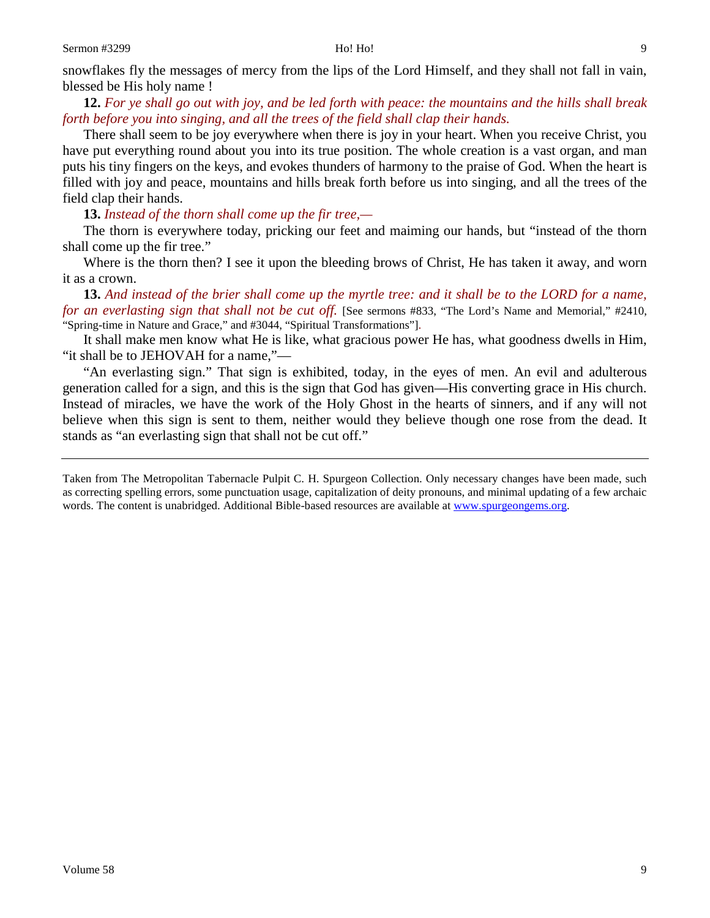snowflakes fly the messages of mercy from the lips of the Lord Himself, and they shall not fall in vain, blessed be His holy name !

**12.** *For ye shall go out with joy, and be led forth with peace: the mountains and the hills shall break forth before you into singing, and all the trees of the field shall clap their hands.*

There shall seem to be joy everywhere when there is joy in your heart. When you receive Christ, you have put everything round about you into its true position. The whole creation is a vast organ, and man puts his tiny fingers on the keys, and evokes thunders of harmony to the praise of God. When the heart is filled with joy and peace, mountains and hills break forth before us into singing, and all the trees of the field clap their hands.

**13.** *Instead of the thorn shall come up the fir tree,—*

The thorn is everywhere today, pricking our feet and maiming our hands, but "instead of the thorn shall come up the fir tree."

Where is the thorn then? I see it upon the bleeding brows of Christ, He has taken it away, and worn it as a crown.

**13.** *And instead of the brier shall come up the myrtle tree: and it shall be to the LORD for a name, for an everlasting sign that shall not be cut off.* [See sermons #833, "The Lord's Name and Memorial," #2410, "Spring-time in Nature and Grace," and #3044, "Spiritual Transformations"].

It shall make men know what He is like, what gracious power He has, what goodness dwells in Him, "it shall be to JEHOVAH for a name,"—

"An everlasting sign." That sign is exhibited, today, in the eyes of men. An evil and adulterous generation called for a sign, and this is the sign that God has given—His converting grace in His church. Instead of miracles, we have the work of the Holy Ghost in the hearts of sinners, and if any will not believe when this sign is sent to them, neither would they believe though one rose from the dead. It stands as "an everlasting sign that shall not be cut off."

---

Taken from The Metropolitan Tabernacle Pulpit C. H. Spurgeon Collection. Only necessary changes have been made, such as correcting spelling errors, some punctuation usage, capitalization of deity pronouns, and minimal updating of a few archaic words. The content is unabridged. Additional Bible-based resources are available at www.spurgeongems.org.